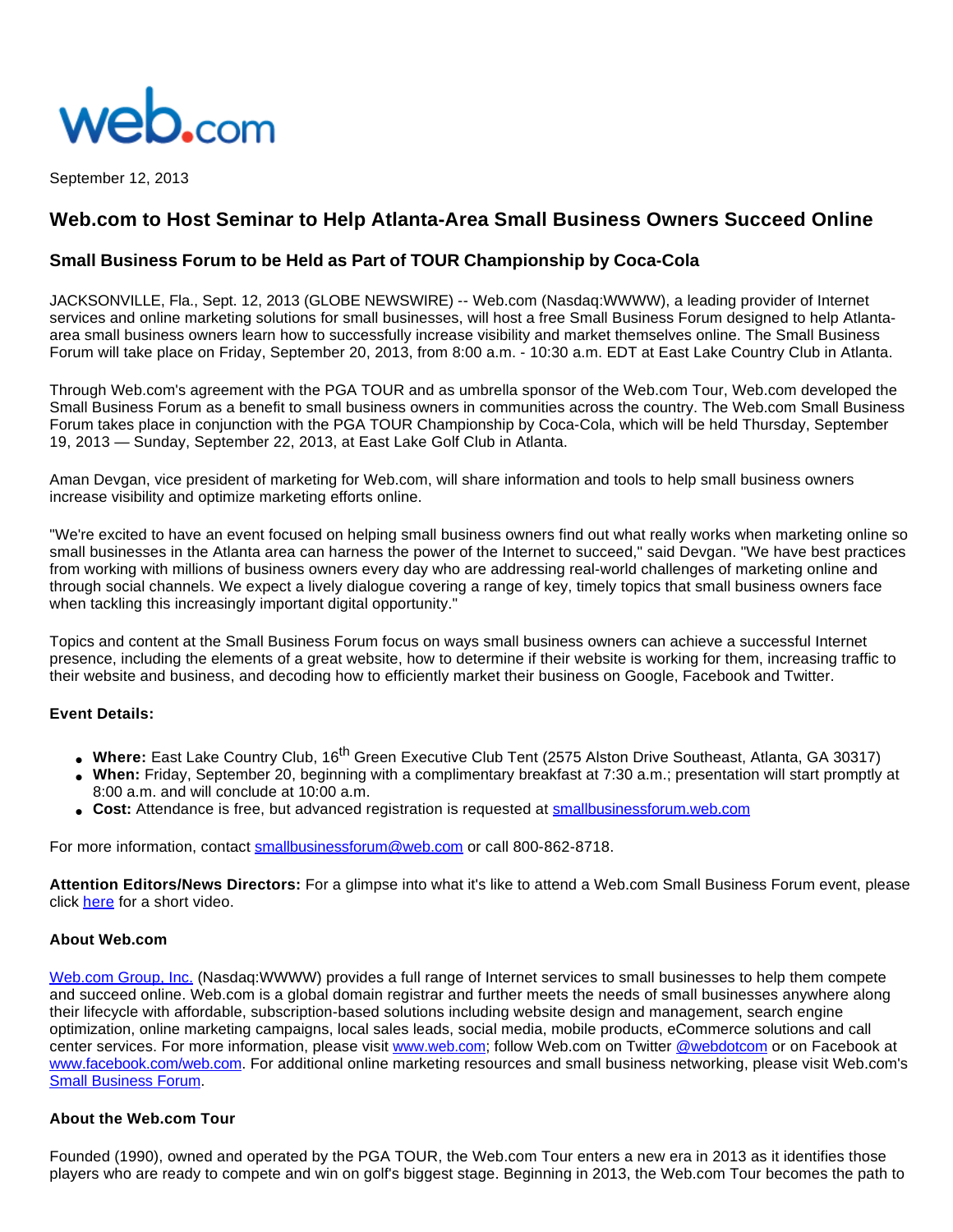web.com

September 12, 2013

# Web.com to Host Seminar to Help Atlanta-Area Small Business Owners Succeed Online

## Small Business Forum to be Held as Part of TOUR Championship by Coca-Cola

JACKSONVILLE, Fla., Sept. 12, 2013 (GLOBE NEWSWIRE) -- Web.com (Nasdaq:WWWW), a leading provider of Internet services and online marketing solutions for small businesses, will host a free Small Business Forum designed to help Atlanta-area small business owners learn how to successfully increase visibility and market themselves online. The Small Business Forum will take place on Friday, September 20, 2013, from 8:00 a.m. - 10:30 a.m. EDT at East Lake Country Club in Atlanta.

Through Web.com's agreement with the PGA TOUR and as umbrella sponsor of the Web.com Tour, Web.com developed the Small Business Forum as a benefit to small business owners in communities across the country. The Web.com Small Business Forum takes place in conjunction with the PGA TOUR Championship by Coca-Cola, which will be held Thursday, September 19, 2013 — Sunday, September 22, 2013, at East Lake Golf Club in Atlanta.

Aman Devgan, vice president of marketing for Web.com, will share information and tools to help small business owners increase visibility and optimize marketing efforts online.

"We're excited to have an event focused on helping small business owners find out what really works when marketing online so small businesses in the Atlanta area can harness the power of the Internet to succeed," said Devgan. "We have best practices from working with millions of business owners every day who are addressing real-world challenges of marketing online and through social channels. We expect a lively dialogue covering a range of key, timely topics that small business owners face when tackling this increasingly important digital opportunity."

Topics and content at the Small Business Forum focus on ways small business owners can achieve a successful Internet presence, including the elements of a great website, how to determine if their website is working for them, increasing traffic to their website and business, and decoding how to efficiently market their business on Google, Facebook and Twitter.

**Event Details:**

- **Where:** East Lake Country Club, 16th Green Executive Club Tent (2575 Alston Drive Southeast, Atlanta, GA 30317)
- **When:** Friday, September 20, beginning with a complimentary breakfast at 7:30 a.m.; presentation will start promptly at 8:00 a.m. and will conclude at 10:00 a.m.
- **Cost:** Attendance is free, but advanced registration is requested at smallbusinessforum.web.com

For more information, contact smallbusinessforum@web.com or call 800-862-8718.

**Attention Editors/News Directors:** For a glimpse into what it's like to attend a Web.com Small Business Forum event, please click here for a short video.

**About Web.com**

Web.com Group, Inc. (Nasdaq:WWWW) provides a full range of Internet services to small businesses to help them compete and succeed online. Web.com is a global domain registrar and further meets the needs of small businesses anywhere along their lifecycle with affordable, subscription-based solutions including website design and management, search engine optimization, online marketing campaigns, local sales leads, social media, mobile products, eCommerce solutions and call center services. For more information, please visit www.web.com; follow Web.com on Twitter @webdotcom or on Facebook at www.facebook.com/web.com. For additional online marketing resources and small business networking, please visit Web.com's Small Business Forum.

**About the Web.com Tour**

Founded (1990), owned and operated by the PGA TOUR, the Web.com Tour enters a new era in 2013 as it identifies those players who are ready to compete and win on golf's biggest stage. Beginning in 2013, the Web.com Tour becomes the path to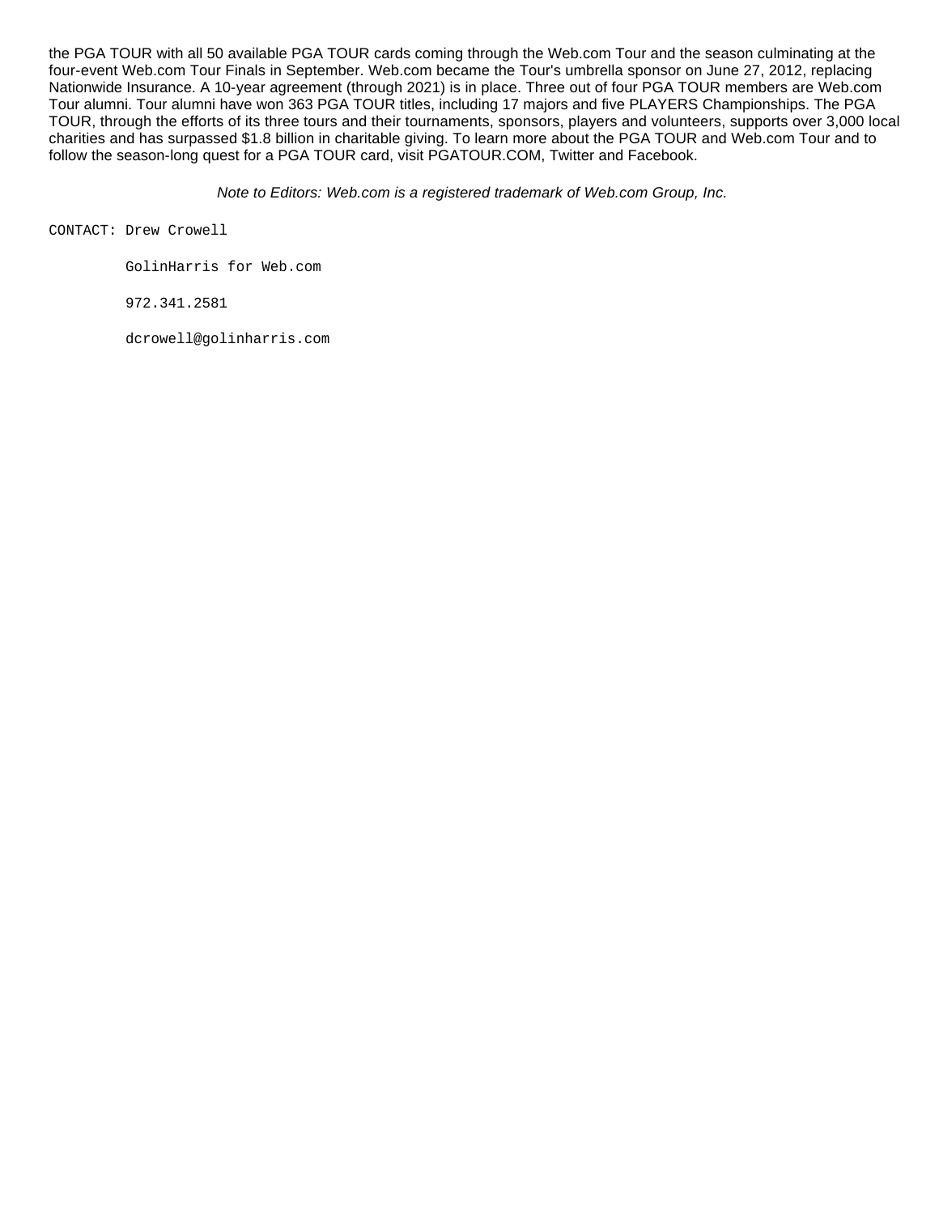the PGA TOUR with all 50 available PGA TOUR cards coming through the Web.com Tour and the season culminating at the four-event Web.com Tour Finals in September. Web.com became the Tour's umbrella sponsor on June 27, 2012, replacing Nationwide Insurance. A 10-year agreement (through 2021) is in place. Three out of four PGA TOUR members are Web.com Tour alumni. Tour alumni have won 363 PGA TOUR titles, including 17 majors and five PLAYERS Championships. The PGA TOUR, through the efforts of its three tours and their tournaments, sponsors, players and volunteers, supports over 3,000 local charities and has surpassed $1.8 billion in charitable giving. To learn more about the PGA TOUR and Web.com Tour and to follow the season-long quest for a PGA TOUR card, visit PGATOUR.COM, Twitter and Facebook.

*Note to Editors: Web.com is a registered trademark of Web.com Group, Inc.*

CONTACT: Drew Crowell

GolinHarris for Web.com

972.341.2581

dcrowell@golinharris.com